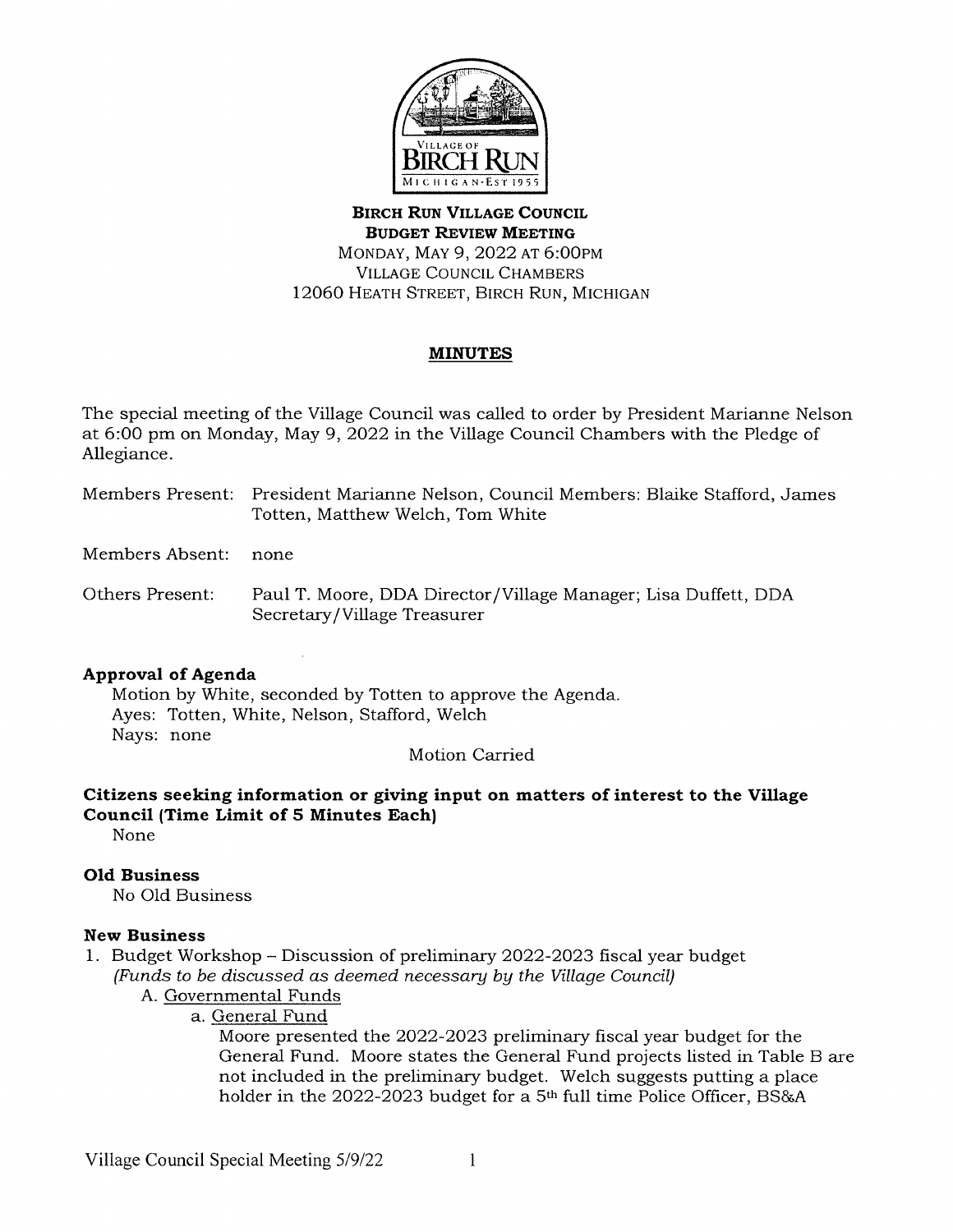**BIRCH RUN VILLAGE COUNCIL**
**BUDGET REVIEW MEETING**
MONDAY, MAY 9, 2022 AT 6:00PM
VILLAGE COUNCIL CHAMBERS
12060 HEATH STREET, BIRCH RUN, MICHIGAN

## MINUTES

The special meeting of the Village Council was called to order by President Marianne Nelson at 6:00 pm on Monday, May 9, 2022 in the Village Council Chambers with the Pledge of Allegiance.

Members Present: President Marianne Nelson, Council Members: Blaike Stafford, James Totten, Matthew Welch, Tom White

Members Absent: none

Others Present: Paul T. Moore, DDA Director/Village Manager; Lisa Duffett, DDA Secretary/Village Treasurer

**Approval of Agenda**

Motion by White, seconded by Totten to approve the Agenda.
Ayes: Totten, White, Nelson, Stafford, Welch
Nays: none

Motion Carried

**Citizens seeking information or giving input on matters of interest to the Village Council (Time Limit of 5 Minutes Each)**

None

**Old Business**

No Old Business

**New Business**

1. Budget Workshop – Discussion of preliminary 2022-2023 fiscal year budget
   *(Funds to be discussed as deemed necessary by the Village Council)*
   A. Governmental Funds
      a. General Fund
         Moore presented the 2022-2023 preliminary fiscal year budget for the General Fund. Moore states the General Fund projects listed in Table B are not included in the preliminary budget. Welch suggests putting a place holder in the 2022-2023 budget for a 5th full time Police Officer, BS&A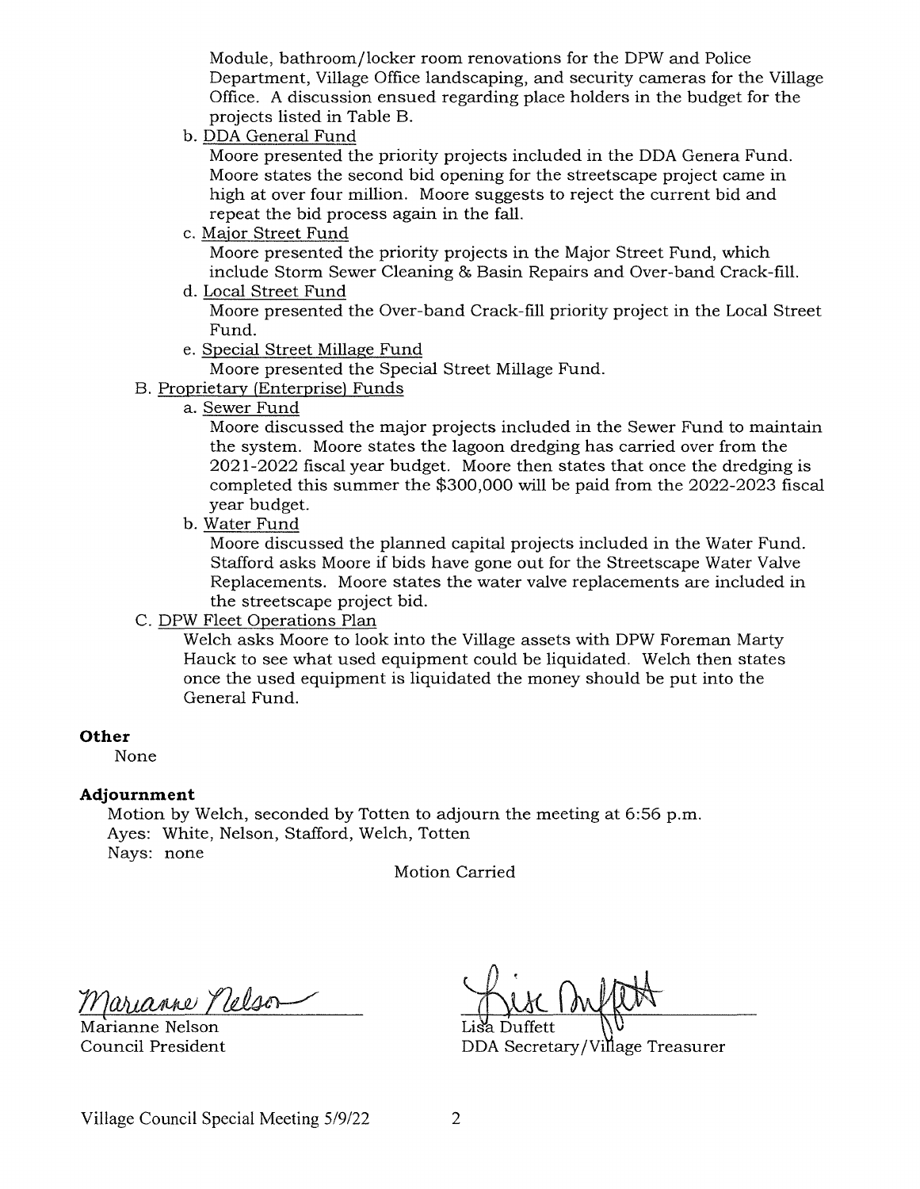Module, bathroom/locker room renovations for the DPW and Police Department, Village Office landscaping, and security cameras for the Village Office. A discussion ensued regarding place holders in the budget for the projects listed in Table B.

b. DDA General Fund

Moore presented the priority projects included in the DDA Genera Fund. Moore states the second bid opening for the streetscape project came in high at over four million. Moore suggests to reject the current bid and repeat the bid process again in the fall.

c. Major Street Fund

Moore presented the priority projects in the Major Street Fund, which include Storm Sewer Cleaning & Basin Repairs and Over-band Crack-fill.

d. Local Street Fund

Moore presented the Over-band Crack-fill priority project in the Local Street Fund.

e. Special Street Millage Fund

Moore presented the Special Street Millage Fund.

B. Proprietary (Enterprise) Funds

a. Sewer Fund

Moore discussed the major projects included in the Sewer Fund to maintain the system. Moore states the lagoon dredging has carried over from the 2021-2022 fiscal year budget. Moore then states that once the dredging is completed this summer the $300,000 will be paid from the 2022-2023 fiscal year budget.

b. Water Fund

Moore discussed the planned capital projects included in the Water Fund. Stafford asks Moore if bids have gone out for the Streetscape Water Valve Replacements. Moore states the water valve replacements are included in the streetscape project bid.

C. DPW Fleet Operations Plan

Welch asks Moore to look into the Village assets with DPW Foreman Marty Hauck to see what used equipment could be liquidated. Welch then states once the used equipment is liquidated the money should be put into the General Fund.

**Other**

None

**Adjournment**

Motion by Welch, seconded by Totten to adjourn the meeting at 6:56 p.m.
Ayes: White, Nelson, Stafford, Welch, Totten
Nays: none

Motion Carried

Marianne Nelson
Council President

Lisa Duffett
DDA Secretary/Village Treasurer

Village Council Special Meeting 5/9/22